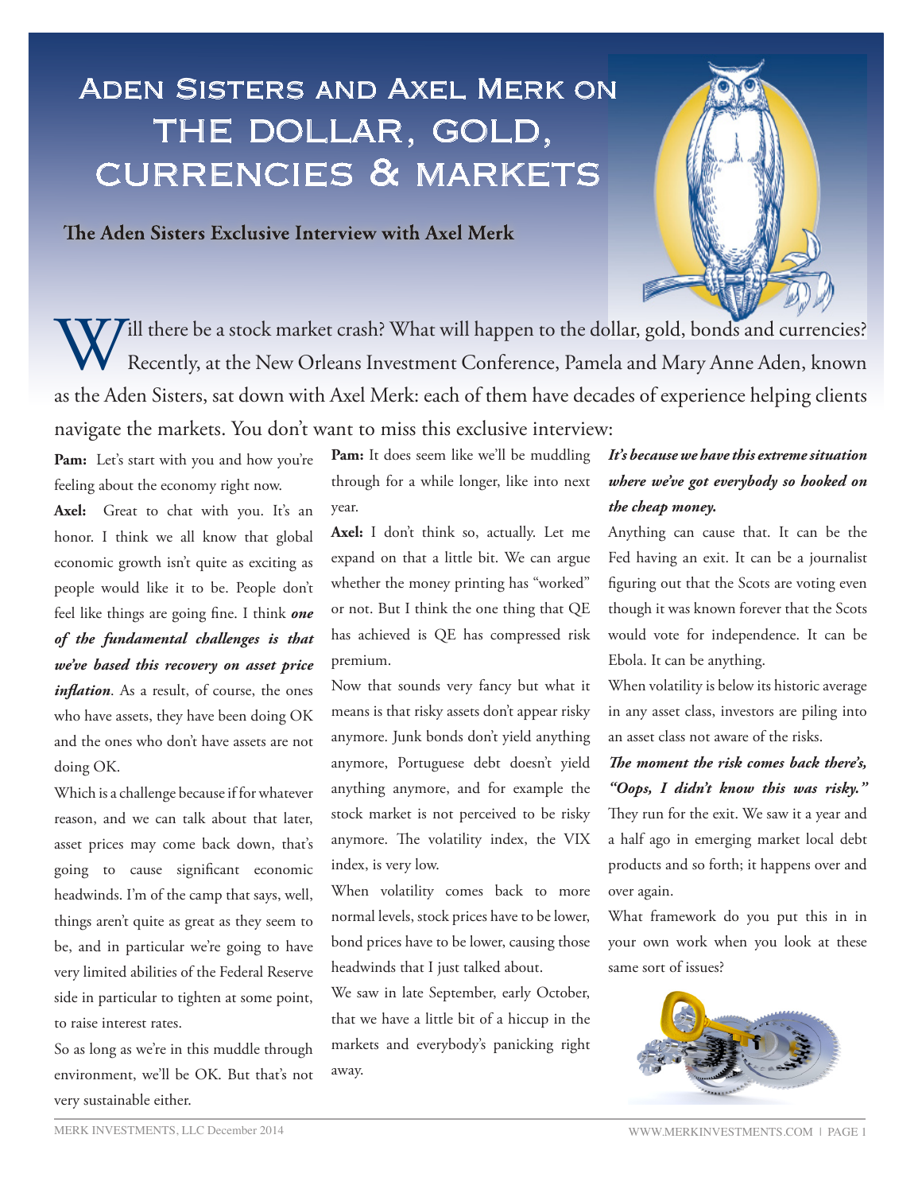# Aden Sisters and Axel Merk on THE DOLLAR, GOLD, CURRENCIES & MARKETS

## The Aden Sisters Exclusive Interview with Axel Merk

Will there be a stock market crash? What will happen to the dollar, gold, bonds and currencies? Recently, at the New Orleans Investment Conference, Pamela and Mary Anne Aden, known as the Aden Sisters, sat down with Axel Merk: each of them have decades of experience helping clients navigate the markets. You don't want to miss this exclusive interview:

**Pam:** Let's start with you and how you're feeling about the economy right now.

**Axel:** Great to chat with you. It's an honor. I think we all know that global economic growth isn't quite as exciting as people would like it to be. People don't feel like things are going fine. I think ***one of the fundamental challenges is that we've based this recovery on asset price inflation***. As a result, of course, the ones who have assets, they have been doing OK and the ones who don't have assets are not doing OK.

Which is a challenge because if for whatever reason, and we can talk about that later, asset prices may come back down, that's going to cause significant economic headwinds. I'm of the camp that says, well, things aren't quite as great as they seem to be, and in particular we're going to have very limited abilities of the Federal Reserve side in particular to tighten at some point, to raise interest rates.

So as long as we're in this muddle through environment, we'll be OK. But that's not very sustainable either.

**Pam:** It does seem like we'll be muddling through for a while longer, like into next year.

**Axel:** I don't think so, actually. Let me expand on that a little bit. We can argue whether the money printing has "worked" or not. But I think the one thing that QE has achieved is QE has compressed risk premium.

Now that sounds very fancy but what it means is that risky assets don't appear risky anymore. Junk bonds don't yield anything anymore, Portuguese debt doesn't yield anything anymore, and for example the stock market is not perceived to be risky anymore. The volatility index, the VIX index, is very low.

When volatility comes back to more normal levels, stock prices have to be lower, bond prices have to be lower, causing those headwinds that I just talked about.

We saw in late September, early October, that we have a little bit of a hiccup in the markets and everybody's panicking right away.

***It's because we have this extreme situation where we've got everybody so hooked on the cheap money.***

Anything can cause that. It can be the Fed having an exit. It can be a journalist figuring out that the Scots are voting even though it was known forever that the Scots would vote for independence. It can be Ebola. It can be anything.

When volatility is below its historic average in any asset class, investors are piling into an asset class not aware of the risks.

***The moment the risk comes back there's, "Oops, I didn't know this was risky."*** They run for the exit. We saw it a year and a half ago in emerging market local debt products and so forth; it happens over and over again.

What framework do you put this in in your own work when you look at these same sort of issues?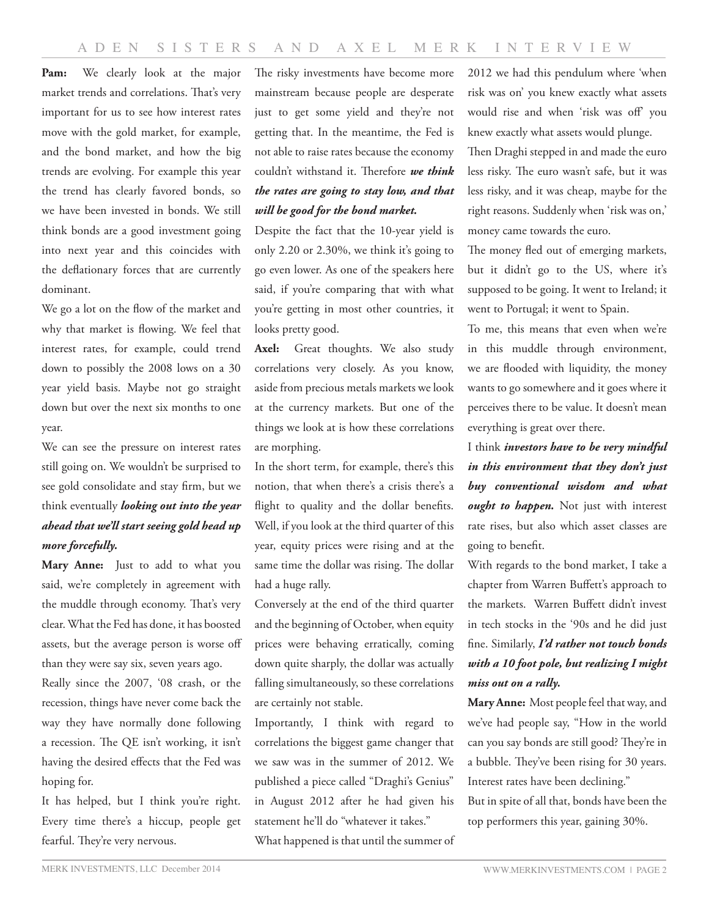**Pam:** We clearly look at the major market trends and correlations. That's very important for us to see how interest rates move with the gold market, for example, and the bond market, and how the big trends are evolving. For example this year the trend has clearly favored bonds, so we have been invested in bonds. We still think bonds are a good investment going into next year and this coincides with the deflationary forces that are currently dominant.

We go a lot on the flow of the market and why that market is flowing. We feel that interest rates, for example, could trend down to possibly the 2008 lows on a 30 year yield basis. Maybe not go straight down but over the next six months to one year.

We can see the pressure on interest rates still going on. We wouldn't be surprised to see gold consolidate and stay firm, but we think eventually ***looking out into the year ahead that we'll start seeing gold head up more forcefully.***

**Mary Anne:** Just to add to what you said, we're completely in agreement with the muddle through economy. That's very clear. What the Fed has done, it has boosted assets, but the average person is worse off than they were say six, seven years ago.

Really since the 2007, '08 crash, or the recession, things have never come back the way they have normally done following a recession. The QE isn't working, it isn't having the desired effects that the Fed was hoping for.

It has helped, but I think you're right. Every time there's a hiccup, people get fearful. They're very nervous.

The risky investments have become more mainstream because people are desperate just to get some yield and they're not getting that. In the meantime, the Fed is not able to raise rates because the economy couldn't withstand it. Therefore ***we think the rates are going to stay low, and that will be good for the bond market.***

Despite the fact that the 10-year yield is only 2.20 or 2.30%, we think it's going to go even lower. As one of the speakers here said, if you're comparing that with what you're getting in most other countries, it looks pretty good.

**Axel:** Great thoughts. We also study correlations very closely. As you know, aside from precious metals markets we look at the currency markets. But one of the things we look at is how these correlations are morphing.

In the short term, for example, there's this notion, that when there's a crisis there's a flight to quality and the dollar benefits. Well, if you look at the third quarter of this year, equity prices were rising and at the same time the dollar was rising. The dollar had a huge rally.

Conversely at the end of the third quarter and the beginning of October, when equity prices were behaving erratically, coming down quite sharply, the dollar was actually falling simultaneously, so these correlations are certainly not stable.

Importantly, I think with regard to correlations the biggest game changer that we saw was in the summer of 2012. We published a piece called "Draghi's Genius" in August 2012 after he had given his statement he'll do "whatever it takes."

What happened is that until the summer of 2012 we had this pendulum where 'when risk was on' you knew exactly what assets would rise and when 'risk was off' you knew exactly what assets would plunge.

Then Draghi stepped in and made the euro less risky. The euro wasn't safe, but it was less risky, and it was cheap, maybe for the right reasons. Suddenly when 'risk was on,' money came towards the euro.

The money fled out of emerging markets, but it didn't go to the US, where it's supposed to be going. It went to Ireland; it went to Portugal; it went to Spain.

To me, this means that even when we're in this muddle through environment, we are flooded with liquidity, the money wants to go somewhere and it goes where it perceives there to be value. It doesn't mean everything is great over there.

I think ***investors have to be very mindful in this environment that they don't just buy conventional wisdom and what ought to happen.*** Not just with interest rate rises, but also which asset classes are going to benefit.

With regards to the bond market, I take a chapter from Warren Buffett's approach to the markets. Warren Buffett didn't invest in tech stocks in the '90s and he did just fine. Similarly, ***I'd rather not touch bonds with a 10 foot pole, but realizing I might miss out on a rally.***

**Mary Anne:** Most people feel that way, and we've had people say, "How in the world can you say bonds are still good? They're in a bubble. They've been rising for 30 years. Interest rates have been declining."

But in spite of all that, bonds have been the top performers this year, gaining 30%.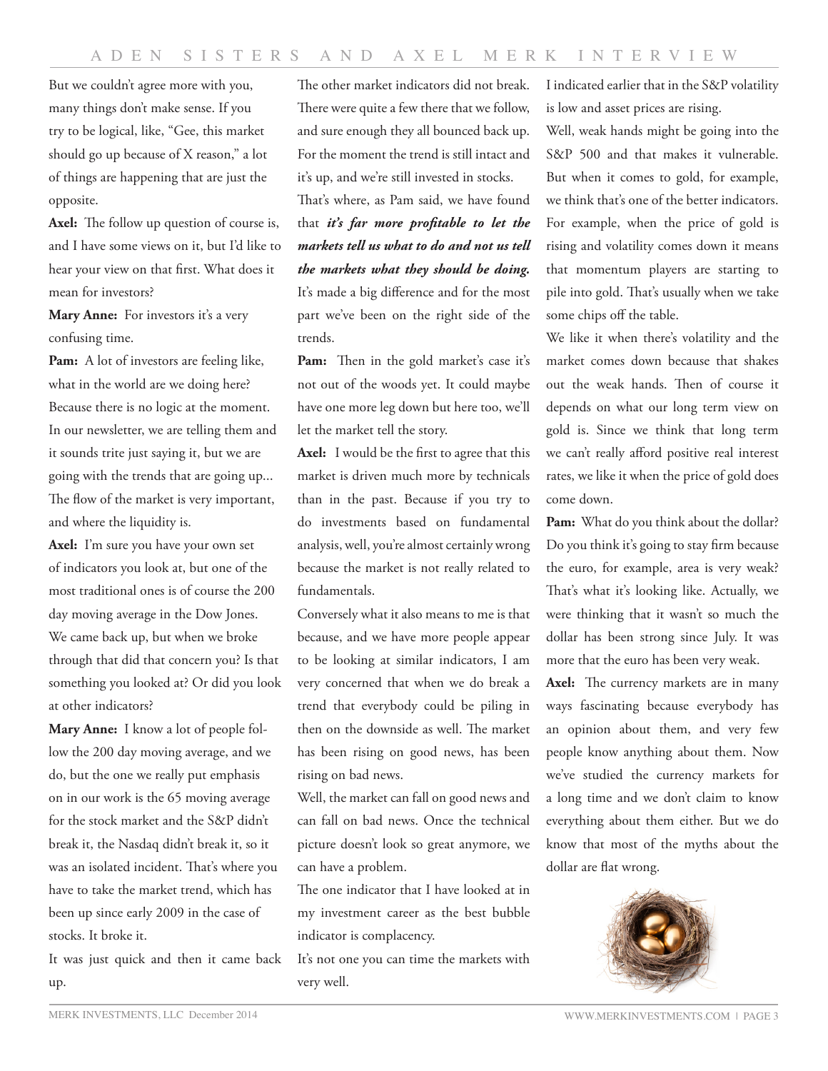But we couldn't agree more with you, many things don't make sense. If you try to be logical, like, "Gee, this market should go up because of X reason," a lot of things are happening that are just the opposite.

**Axel:** The follow up question of course is, and I have some views on it, but I'd like to hear your view on that first. What does it mean for investors?

**Mary Anne:** For investors it's a very confusing time.

**Pam:** A lot of investors are feeling like, what in the world are we doing here? Because there is no logic at the moment. In our newsletter, we are telling them and it sounds trite just saying it, but we are going with the trends that are going up... The flow of the market is very important, and where the liquidity is.

**Axel:** I'm sure you have your own set of indicators you look at, but one of the most traditional ones is of course the 200 day moving average in the Dow Jones. We came back up, but when we broke through that did that concern you? Is that something you looked at? Or did you look at other indicators?

**Mary Anne:** I know a lot of people follow the 200 day moving average, and we do, but the one we really put emphasis on in our work is the 65 moving average for the stock market and the S&P didn't break it, the Nasdaq didn't break it, so it was an isolated incident. That's where you have to take the market trend, which has been up since early 2009 in the case of stocks. It broke it.

It was just quick and then it came back up.

The other market indicators did not break. There were quite a few there that we follow, and sure enough they all bounced back up. For the moment the trend is still intact and it's up, and we're still invested in stocks.

That's where, as Pam said, we have found that ***it's far more profitable to let the markets tell us what to do and not us tell the markets what they should be doing.*** It's made a big difference and for the most part we've been on the right side of the trends.

**Pam:** Then in the gold market's case it's not out of the woods yet. It could maybe have one more leg down but here too, we'll let the market tell the story.

**Axel:** I would be the first to agree that this market is driven much more by technicals than in the past. Because if you try to do investments based on fundamental analysis, well, you're almost certainly wrong because the market is not really related to fundamentals.

Conversely what it also means to me is that because, and we have more people appear to be looking at similar indicators, I am very concerned that when we do break a trend that everybody could be piling in then on the downside as well. The market has been rising on good news, has been rising on bad news.

Well, the market can fall on good news and can fall on bad news. Once the technical picture doesn't look so great anymore, we can have a problem.

The one indicator that I have looked at in my investment career as the best bubble indicator is complacency.

It's not one you can time the markets with very well.

I indicated earlier that in the S&P volatility is low and asset prices are rising.

Well, weak hands might be going into the S&P 500 and that makes it vulnerable. But when it comes to gold, for example, we think that's one of the better indicators. For example, when the price of gold is rising and volatility comes down it means that momentum players are starting to pile into gold. That's usually when we take some chips off the table.

We like it when there's volatility and the market comes down because that shakes out the weak hands. Then of course it depends on what our long term view on gold is. Since we think that long term we can't really afford positive real interest rates, we like it when the price of gold does come down.

**Pam:** What do you think about the dollar? Do you think it's going to stay firm because the euro, for example, area is very weak? That's what it's looking like. Actually, we were thinking that it wasn't so much the dollar has been strong since July. It was more that the euro has been very weak.

**Axel:** The currency markets are in many ways fascinating because everybody has an opinion about them, and very few people know anything about them. Now we've studied the currency markets for a long time and we don't claim to know everything about them either. But we do know that most of the myths about the dollar are flat wrong.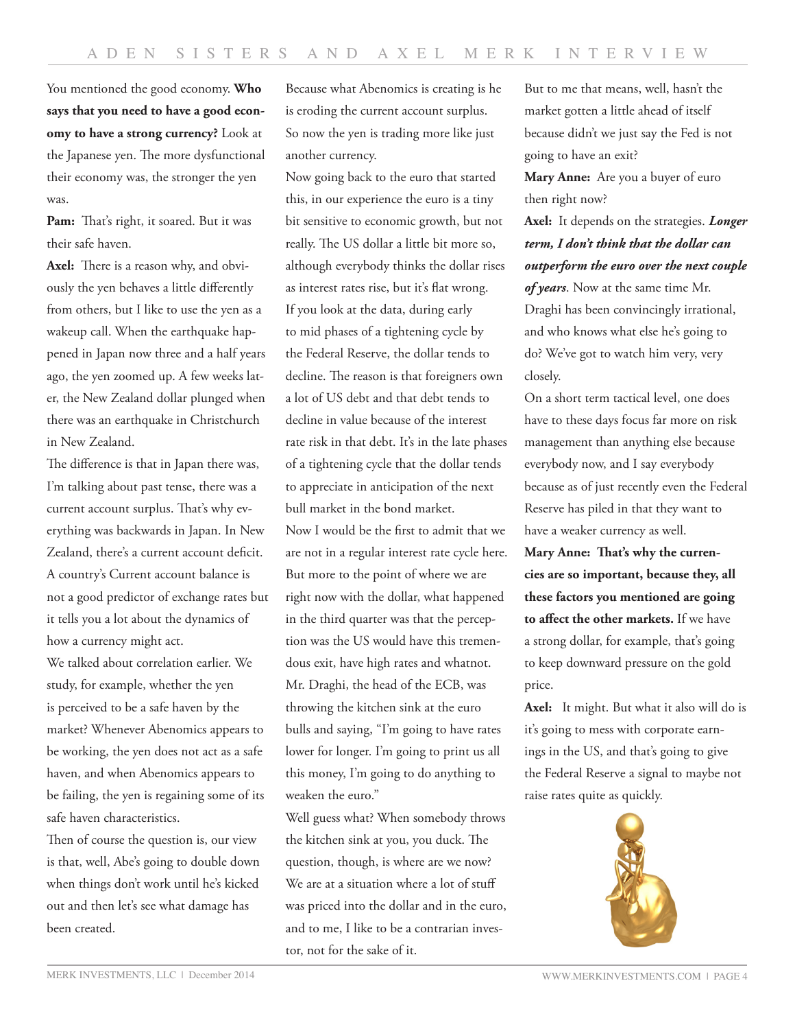You mentioned the good economy. **Who says that you need to have a good economy to have a strong currency?** Look at the Japanese yen. The more dysfunctional their economy was, the stronger the yen was.

**Pam:** That's right, it soared. But it was their safe haven.

**Axel:** There is a reason why, and obviously the yen behaves a little differently from others, but I like to use the yen as a wakeup call. When the earthquake happened in Japan now three and a half years ago, the yen zoomed up. A few weeks later, the New Zealand dollar plunged when there was an earthquake in Christchurch in New Zealand.

The difference is that in Japan there was, I'm talking about past tense, there was a current account surplus. That's why everything was backwards in Japan. In New Zealand, there's a current account deficit. A country's Current account balance is not a good predictor of exchange rates but it tells you a lot about the dynamics of how a currency might act.

We talked about correlation earlier. We study, for example, whether the yen is perceived to be a safe haven by the market? Whenever Abenomics appears to be working, the yen does not act as a safe haven, and when Abenomics appears to be failing, the yen is regaining some of its safe haven characteristics.

Then of course the question is, our view is that, well, Abe's going to double down when things don't work until he's kicked out and then let's see what damage has been created.

Because what Abenomics is creating is he is eroding the current account surplus. So now the yen is trading more like just another currency.

Now going back to the euro that started this, in our experience the euro is a tiny bit sensitive to economic growth, but not really. The US dollar a little bit more so, although everybody thinks the dollar rises as interest rates rise, but it's flat wrong. If you look at the data, during early to mid phases of a tightening cycle by the Federal Reserve, the dollar tends to decline. The reason is that foreigners own a lot of US debt and that debt tends to decline in value because of the interest rate risk in that debt. It's in the late phases of a tightening cycle that the dollar tends to appreciate in anticipation of the next bull market in the bond market.

Now I would be the first to admit that we are not in a regular interest rate cycle here. But more to the point of where we are right now with the dollar, what happened in the third quarter was that the perception was the US would have this tremendous exit, have high rates and whatnot. Mr. Draghi, the head of the ECB, was throwing the kitchen sink at the euro bulls and saying, "I'm going to have rates lower for longer. I'm going to print us all this money, I'm going to do anything to weaken the euro."

Well guess what? When somebody throws the kitchen sink at you, you duck. The question, though, is where are we now? We are at a situation where a lot of stuff was priced into the dollar and in the euro, and to me, I like to be a contrarian investor, not for the sake of it.

But to me that means, well, hasn't the market gotten a little ahead of itself because didn't we just say the Fed is not going to have an exit?

**Mary Anne:** Are you a buyer of euro then right now?

**Axel:** It depends on the strategies. ***Longer term, I don't think that the dollar can outperform the euro over the next couple of years***. Now at the same time Mr. Draghi has been convincingly irrational, and who knows what else he's going to do? We've got to watch him very, very closely.

On a short term tactical level, one does have to these days focus far more on risk management than anything else because everybody now, and I say everybody because as of just recently even the Federal Reserve has piled in that they want to have a weaker currency as well.

**Mary Anne: That's why the currencies are so important, because they, all these factors you mentioned are going to affect the other markets.** If we have a strong dollar, for example, that's going to keep downward pressure on the gold price.

**Axel:** It might. But what it also will do is it's going to mess with corporate earnings in the US, and that's going to give the Federal Reserve a signal to maybe not raise rates quite as quickly.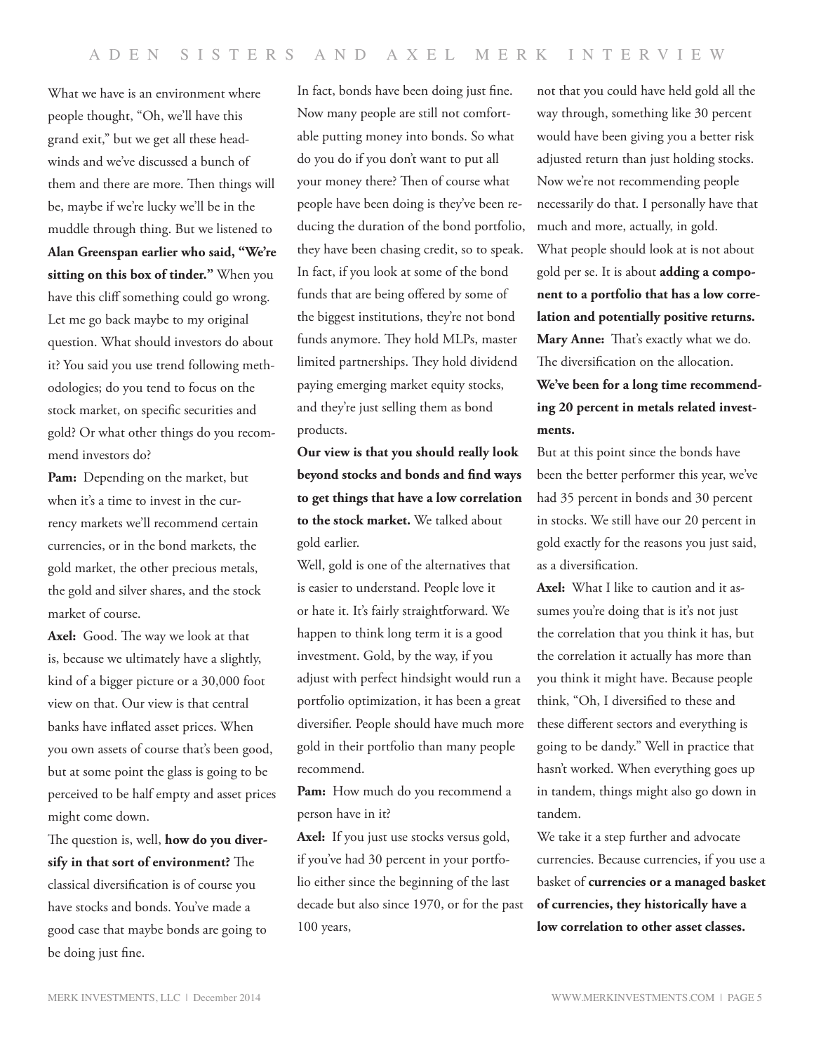What we have is an environment where people thought, "Oh, we'll have this grand exit," but we get all these headwinds and we've discussed a bunch of them and there are more. Then things will be, maybe if we're lucky we'll be in the muddle through thing. But we listened to **Alan Greenspan earlier who said, "We're sitting on this box of tinder."** When you have this cliff something could go wrong. Let me go back maybe to my original question. What should investors do about it? You said you use trend following methodologies; do you tend to focus on the stock market, on specific securities and gold? Or what other things do you recommend investors do?

**Pam:** Depending on the market, but when it's a time to invest in the currency markets we'll recommend certain currencies, or in the bond markets, the gold market, the other precious metals, the gold and silver shares, and the stock market of course.

**Axel:** Good. The way we look at that is, because we ultimately have a slightly, kind of a bigger picture or a 30,000 foot view on that. Our view is that central banks have inflated asset prices. When you own assets of course that's been good, but at some point the glass is going to be perceived to be half empty and asset prices might come down.

The question is, well, **how do you diversify in that sort of environment?** The classical diversification is of course you have stocks and bonds. You've made a good case that maybe bonds are going to be doing just fine.

In fact, bonds have been doing just fine. Now many people are still not comfortable putting money into bonds. So what do you do if you don't want to put all your money there? Then of course what people have been doing is they've been reducing the duration of the bond portfolio, they have been chasing credit, so to speak. In fact, if you look at some of the bond funds that are being offered by some of the biggest institutions, they're not bond funds anymore. They hold MLPs, master limited partnerships. They hold dividend paying emerging market equity stocks, and they're just selling them as bond products.

**Our view is that you should really look beyond stocks and bonds and find ways to get things that have a low correlation to the stock market.** We talked about gold earlier.

Well, gold is one of the alternatives that is easier to understand. People love it or hate it. It's fairly straightforward. We happen to think long term it is a good investment. Gold, by the way, if you adjust with perfect hindsight would run a portfolio optimization, it has been a great diversifier. People should have much more gold in their portfolio than many people recommend.

**Pam:** How much do you recommend a person have in it?

**Axel:** If you just use stocks versus gold, if you've had 30 percent in your portfolio either since the beginning of the last decade but also since 1970, or for the past 100 years, not that you could have held gold all the way through, something like 30 percent would have been giving you a better risk adjusted return than just holding stocks. Now we're not recommending people necessarily do that. I personally have that much and more, actually, in gold.

What people should look at is not about gold per se. It is about **adding a component to a portfolio that has a low correlation and potentially positive returns.**

**Mary Anne:** That's exactly what we do. The diversification on the allocation. **We've been for a long time recommending 20 percent in metals related investments.**

But at this point since the bonds have been the better performer this year, we've had 35 percent in bonds and 30 percent in stocks. We still have our 20 percent in gold exactly for the reasons you just said, as a diversification.

**Axel:** What I like to caution and it assumes you're doing that is it's not just the correlation that you think it has, but the correlation it actually has more than you think it might have. Because people think, "Oh, I diversified to these and these different sectors and everything is going to be dandy." Well in practice that hasn't worked. When everything goes up in tandem, things might also go down in tandem.

We take it a step further and advocate currencies. Because currencies, if you use a basket of **currencies or a managed basket of currencies, they historically have a low correlation to other asset classes.**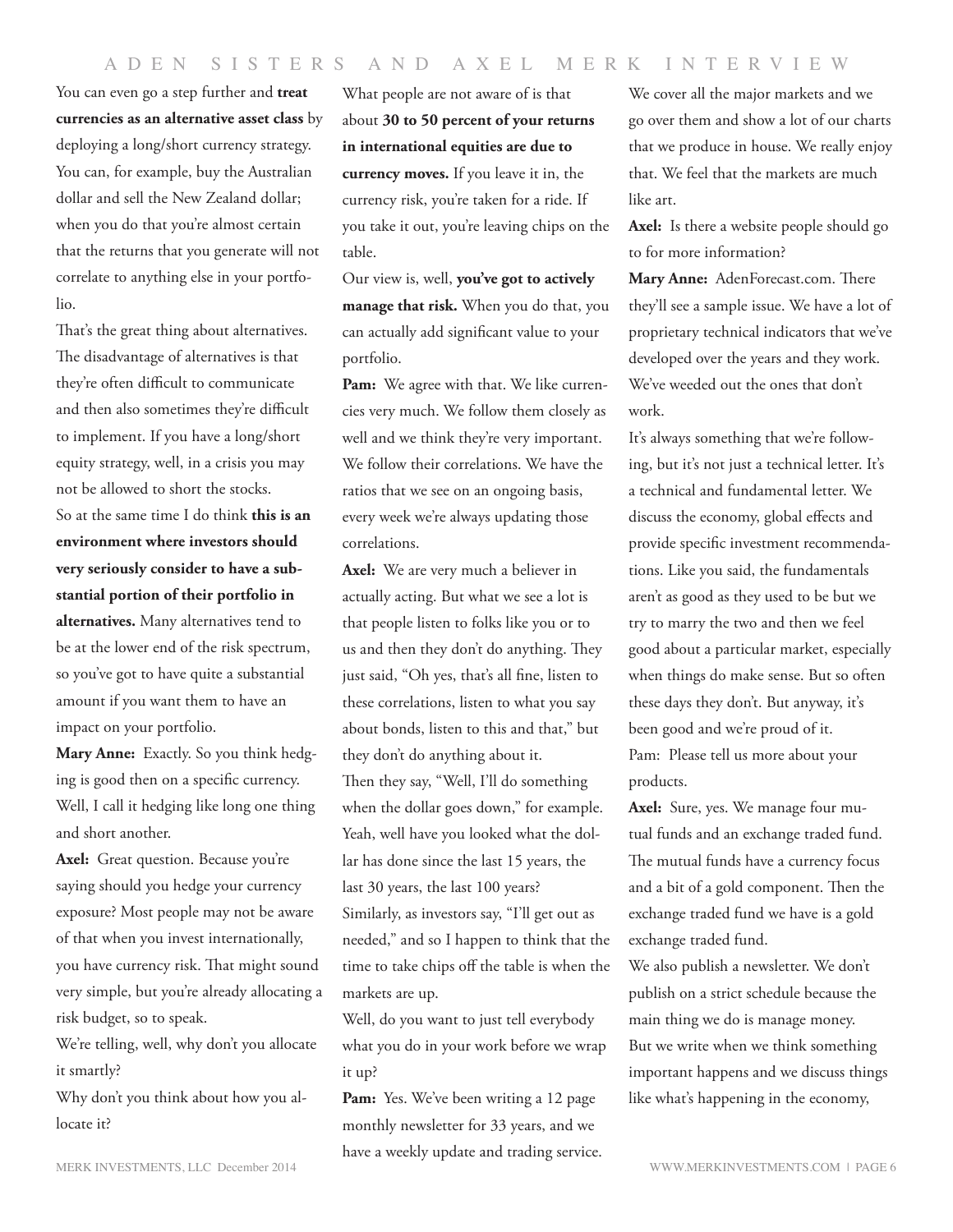You can even go a step further and **treat currencies as an alternative asset class** by deploying a long/short currency strategy. You can, for example, buy the Australian dollar and sell the New Zealand dollar; when you do that you're almost certain that the returns that you generate will not correlate to anything else in your portfolio.

That's the great thing about alternatives. The disadvantage of alternatives is that they're often difficult to communicate and then also sometimes they're difficult to implement. If you have a long/short equity strategy, well, in a crisis you may not be allowed to short the stocks.

So at the same time I do think **this is an environment where investors should very seriously consider to have a substantial portion of their portfolio in alternatives.** Many alternatives tend to be at the lower end of the risk spectrum, so you've got to have quite a substantial amount if you want them to have an impact on your portfolio.

**Mary Anne:** Exactly. So you think hedging is good then on a specific currency. Well, I call it hedging like long one thing and short another.

**Axel:** Great question. Because you're saying should you hedge your currency exposure? Most people may not be aware of that when you invest internationally, you have currency risk. That might sound very simple, but you're already allocating a risk budget, so to speak.

We're telling, well, why don't you allocate it smartly?

Why don't you think about how you allocate it?

What people are not aware of is that about **30 to 50 percent of your returns in international equities are due to currency moves.** If you leave it in, the currency risk, you're taken for a ride. If you take it out, you're leaving chips on the table.

Our view is, well, **you've got to actively manage that risk.** When you do that, you can actually add significant value to your portfolio.

**Pam:** We agree with that. We like currencies very much. We follow them closely as well and we think they're very important. We follow their correlations. We have the ratios that we see on an ongoing basis, every week we're always updating those correlations.

**Axel:** We are very much a believer in actually acting. But what we see a lot is that people listen to folks like you or to us and then they don't do anything. They just said, "Oh yes, that's all fine, listen to these correlations, listen to what you say about bonds, listen to this and that," but they don't do anything about it.

Then they say, "Well, I'll do something when the dollar goes down," for example. Yeah, well have you looked what the dollar has done since the last 15 years, the last 30 years, the last 100 years?

Similarly, as investors say, "I'll get out as needed," and so I happen to think that the time to take chips off the table is when the markets are up.

Well, do you want to just tell everybody what you do in your work before we wrap it up?

**Pam:** Yes. We've been writing a 12 page monthly newsletter for 33 years, and we have a weekly update and trading service. We cover all the major markets and we go over them and show a lot of our charts that we produce in house. We really enjoy that. We feel that the markets are much like art.

**Axel:** Is there a website people should go to for more information?

**Mary Anne:** AdenForecast.com. There they'll see a sample issue. We have a lot of proprietary technical indicators that we've developed over the years and they work. We've weeded out the ones that don't work.

It's always something that we're following, but it's not just a technical letter. It's a technical and fundamental letter. We discuss the economy, global effects and provide specific investment recommendations. Like you said, the fundamentals aren't as good as they used to be but we try to marry the two and then we feel good about a particular market, especially when things do make sense. But so often these days they don't. But anyway, it's been good and we're proud of it.

Pam: Please tell us more about your products.

**Axel:** Sure, yes. We manage four mutual funds and an exchange traded fund. The mutual funds have a currency focus and a bit of a gold component. Then the exchange traded fund we have is a gold exchange traded fund.

We also publish a newsletter. We don't publish on a strict schedule because the main thing we do is manage money. But we write when we think something important happens and we discuss things like what's happening in the economy,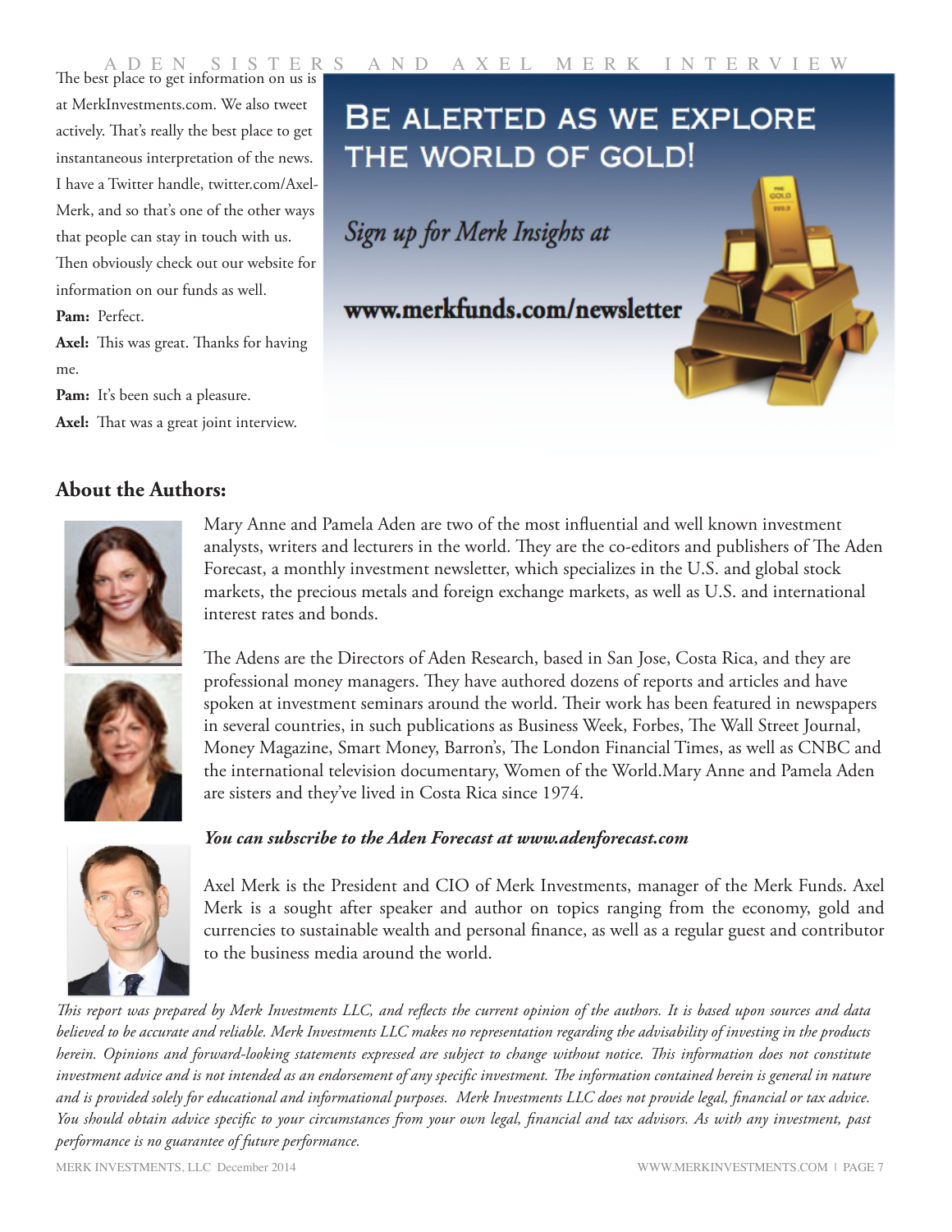The best place to get information on us is at MerkInvestments.com. We also tweet actively. That's really the best place to get instantaneous interpretation of the news. I have a Twitter handle, twitter.com/AxelMerk, and so that's one of the other ways that people can stay in touch with us. Then obviously check out our website for information on our funds as well.

**Pam:** Perfect.

**Axel:** This was great. Thanks for having me.

**Pam:** It's been such a pleasure.

**Axel:** That was a great joint interview.

BE ALERTED AS WE EXPLORE THE WORLD OF GOLD!

*Sign up for Merk Insights at*

**www.merkfunds.com/newsletter**

## About the Authors:

Mary Anne and Pamela Aden are two of the most influential and well known investment analysts, writers and lecturers in the world. They are the co-editors and publishers of The Aden Forecast, a monthly investment newsletter, which specializes in the U.S. and global stock markets, the precious metals and foreign exchange markets, as well as U.S. and international interest rates and bonds.

The Adens are the Directors of Aden Research, based in San Jose, Costa Rica, and they are professional money managers. They have authored dozens of reports and articles and have spoken at investment seminars around the world. Their work has been featured in newspapers in several countries, in such publications as Business Week, Forbes, The Wall Street Journal, Money Magazine, Smart Money, Barron's, The London Financial Times, as well as CNBC and the international television documentary, Women of the World.Mary Anne and Pamela Aden are sisters and they've lived in Costa Rica since 1974.

***You can subscribe to the Aden Forecast at www.adenforecast.com***

Axel Merk is the President and CIO of Merk Investments, manager of the Merk Funds. Axel Merk is a sought after speaker and author on topics ranging from the economy, gold and currencies to sustainable wealth and personal finance, as well as a regular guest and contributor to the business media around the world.

*This report was prepared by Merk Investments LLC, and reflects the current opinion of the authors. It is based upon sources and data believed to be accurate and reliable. Merk Investments LLC makes no representation regarding the advisability of investing in the products herein. Opinions and forward-looking statements expressed are subject to change without notice. This information does not constitute investment advice and is not intended as an endorsement of any specific investment. The information contained herein is general in nature and is provided solely for educational and informational purposes. Merk Investments LLC does not provide legal, financial or tax advice. You should obtain advice specific to your circumstances from your own legal, financial and tax advisors. As with any investment, past performance is no guarantee of future performance.*